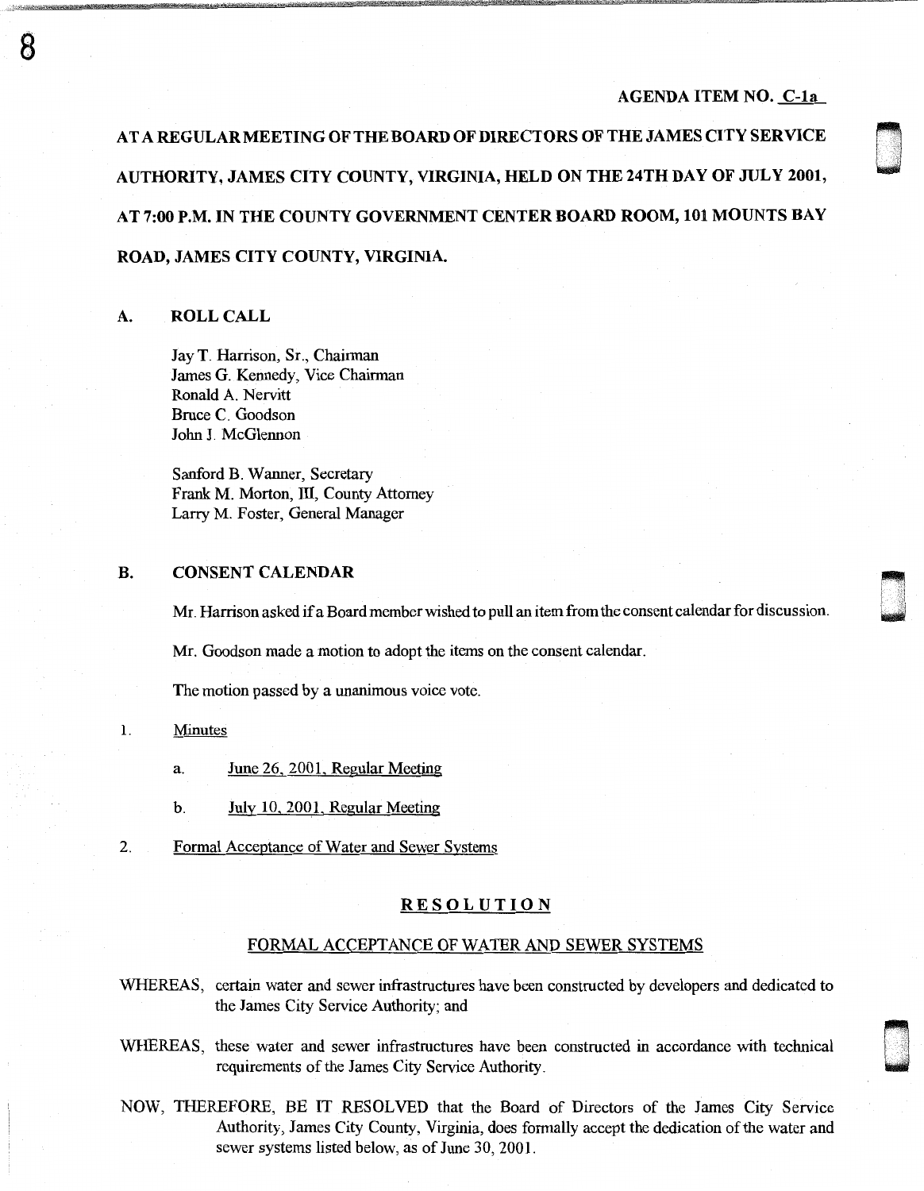AGENDA ITEM NO. C-1a

AT A REGULAR MEETING OF THE BOARD OF DIRECTORS OF THE JAMES CITY SERVICE AUTHORITY, JAMES CITY COUNTY, VIRGINIA, HELD ON THE 24TH DAY OF JULY 2001, AT 7:00 P.M. IN THE COUNTY GOVERNMENT CENTER BOARD ROOM, 101 MOUNTS BAY ROAD, JAMES CITY COUNTY, VIRGINIA.

## A. ROLL CALL

Jay T. Harrison, Sr., Chairman
James G. Kennedy, Vice Chairman
Ronald A. Nervitt
Bruce C. Goodson
John J. McGlennon

Sanford B. Wanner, Secretary
Frank M. Morton, III, County Attorney
Larry M. Foster, General Manager

## B. CONSENT CALENDAR

Mr. Harrison asked if a Board member wished to pull an item from the consent calendar for discussion.

Mr. Goodson made a motion to adopt the items on the consent calendar.

The motion passed by a unanimous voice vote.

1. Minutes

   a. June 26, 2001, Regular Meeting

   b. July 10, 2001, Regular Meeting

2. Formal Acceptance of Water and Sewer Systems

### RESOLUTION

#### FORMAL ACCEPTANCE OF WATER AND SEWER SYSTEMS

WHEREAS, certain water and sewer infrastructures have been constructed by developers and dedicated to the James City Service Authority; and

WHEREAS, these water and sewer infrastructures have been constructed in accordance with technical requirements of the James City Service Authority.

NOW, THEREFORE, BE IT RESOLVED that the Board of Directors of the James City Service Authority, James City County, Virginia, does formally accept the dedication of the water and sewer systems listed below, as of June 30, 2001.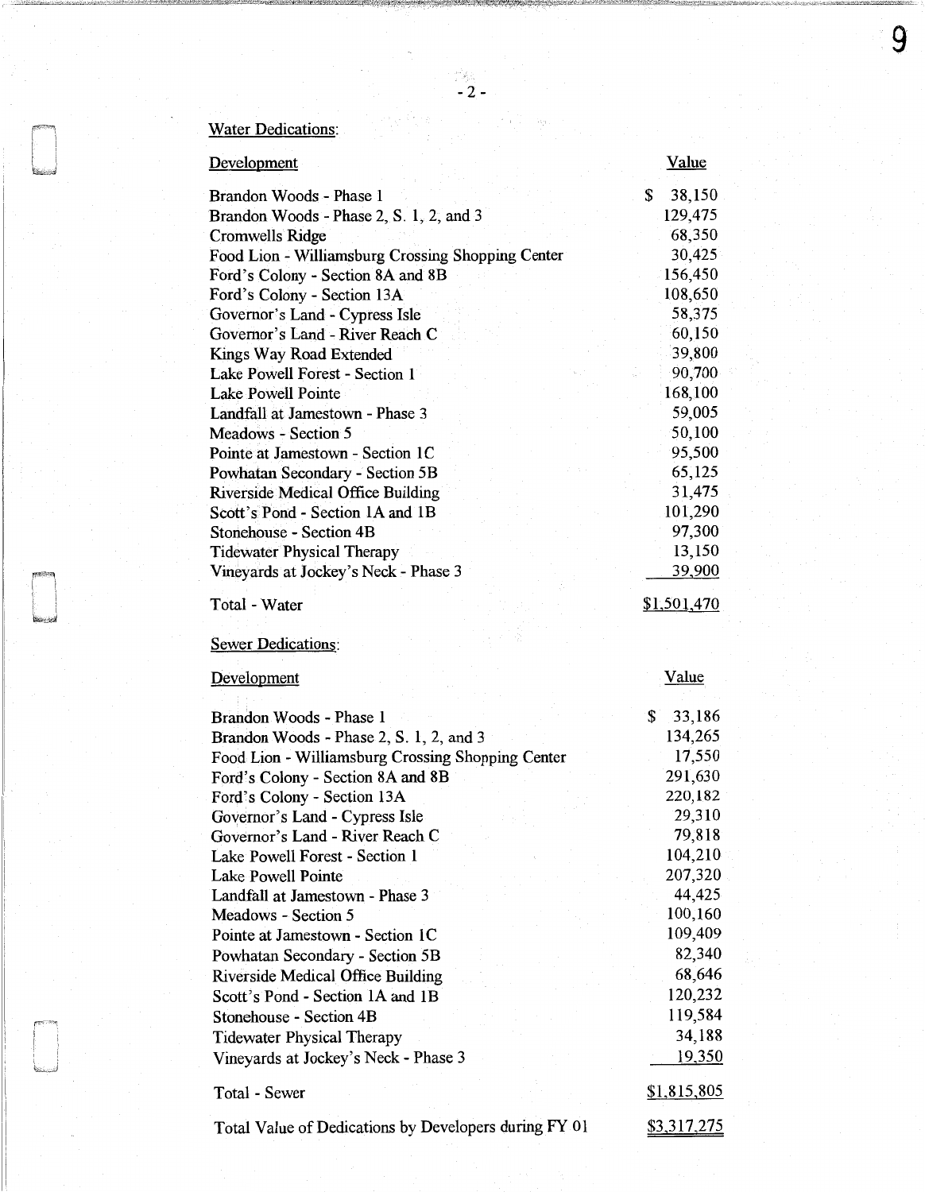Water Dedications:

| Development | Value |
|---|---|
| Brandon Woods - Phase 1 | $ 38,150 |
| Brandon Woods - Phase 2, S. 1, 2, and 3 | 129,475 |
| Cromwells Ridge | 68,350 |
| Food Lion - Williamsburg Crossing Shopping Center | 30,425 |
| Ford's Colony - Section 8A and 8B | 156,450 |
| Ford's Colony - Section 13A | 108,650 |
| Governor's Land - Cypress Isle | 58,375 |
| Governor's Land - River Reach C | 60,150 |
| Kings Way Road Extended | 39,800 |
| Lake Powell Forest - Section 1 | 90,700 |
| Lake Powell Pointe | 168,100 |
| Landfall at Jamestown - Phase 3 | 59,005 |
| Meadows - Section 5 | 50,100 |
| Pointe at Jamestown - Section 1C | 95,500 |
| Powhatan Secondary - Section 5B | 65,125 |
| Riverside Medical Office Building | 31,475 |
| Scott's Pond - Section 1A and 1B | 101,290 |
| Stonehouse - Section 4B | 97,300 |
| Tidewater Physical Therapy | 13,150 |
| Vineyards at Jockey's Neck - Phase 3 | 39,900 |
| Total - Water | $1,501,470 |

Sewer Dedications:

| Development | Value |
|---|---|
| Brandon Woods - Phase 1 | $ 33,186 |
| Brandon Woods - Phase 2, S. 1, 2, and 3 | 134,265 |
| Food Lion - Williamsburg Crossing Shopping Center | 17,550 |
| Ford's Colony - Section 8A and 8B | 291,630 |
| Ford's Colony - Section 13A | 220,182 |
| Governor's Land - Cypress Isle | 29,310 |
| Governor's Land - River Reach C | 79,818 |
| Lake Powell Forest - Section 1 | 104,210 |
| Lake Powell Pointe | 207,320 |
| Landfall at Jamestown - Phase 3 | 44,425 |
| Meadows - Section 5 | 100,160 |
| Pointe at Jamestown - Section 1C | 109,409 |
| Powhatan Secondary - Section 5B | 82,340 |
| Riverside Medical Office Building | 68,646 |
| Scott's Pond - Section 1A and 1B | 120,232 |
| Stonehouse - Section 4B | 119,584 |
| Tidewater Physical Therapy | 34,188 |
| Vineyards at Jockey's Neck - Phase 3 | 19,350 |
| Total - Sewer | $1,815,805 |

| | |
|---|---|
| Total Value of Dedications by Developers during FY 01 | $3,317,275 |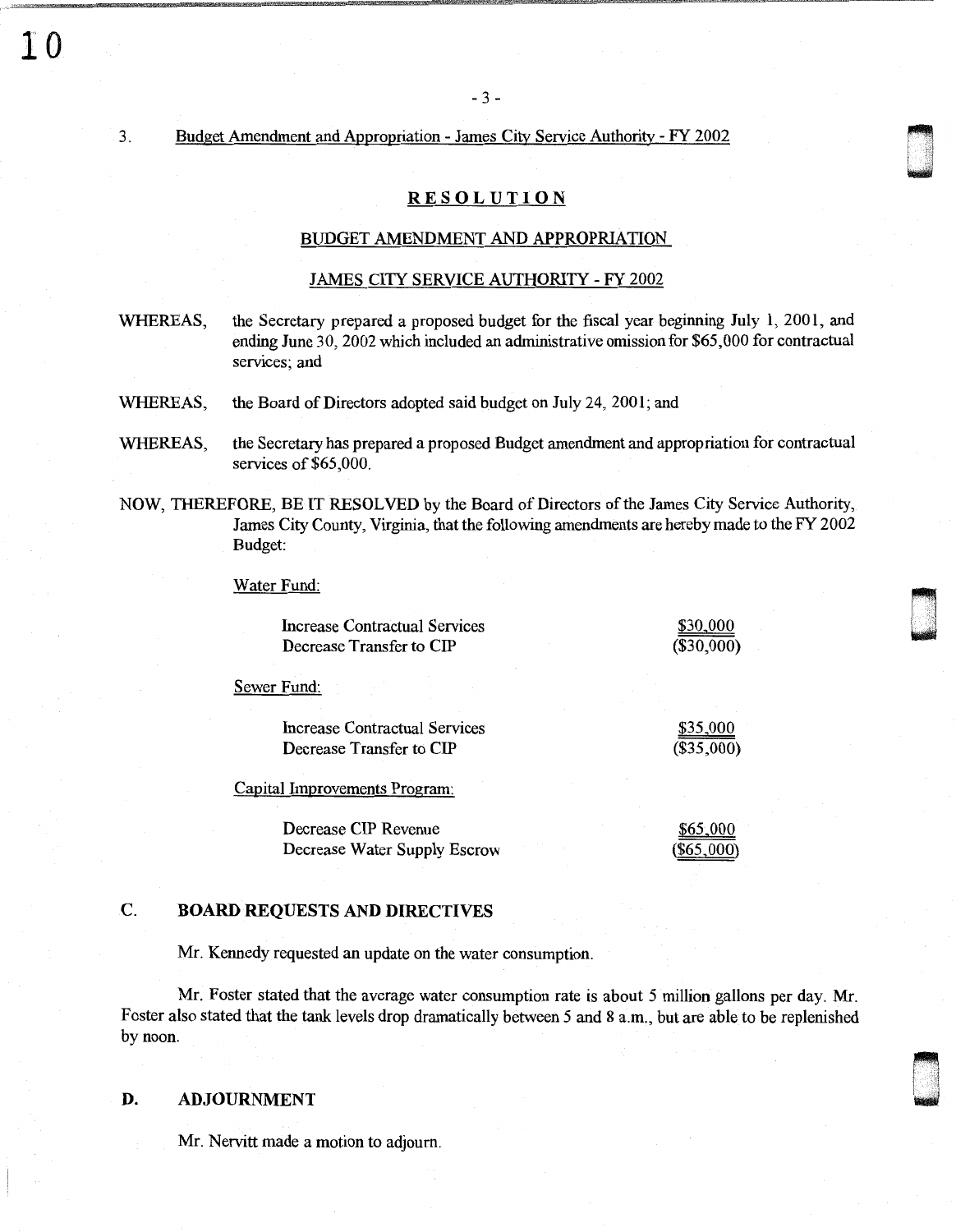3. Budget Amendment and Appropriation - James City Service Authority - FY 2002

## RESOLUTION

### BUDGET AMENDMENT AND APPROPRIATION

### JAMES CITY SERVICE AUTHORITY - FY 2002

WHEREAS, the Secretary prepared a proposed budget for the fiscal year beginning July 1, 2001, and ending June 30, 2002 which included an administrative omission for $65,000 for contractual services; and

WHEREAS, the Board of Directors adopted said budget on July 24, 2001; and

WHEREAS, the Secretary has prepared a proposed Budget amendment and appropriation for contractual services of $65,000.

NOW, THEREFORE, BE IT RESOLVED by the Board of Directors of the James City Service Authority, James City County, Virginia, that the following amendments are hereby made to the FY 2002 Budget:

Water Fund:

| | |
|---|---|
| Increase Contractual Services | $30,000 |
| Decrease Transfer to CIP | ($30,000) |

Sewer Fund:

| | |
|---|---|
| Increase Contractual Services | $35,000 |
| Decrease Transfer to CIP | ($35,000) |

Capital Improvements Program:

| | |
|---|---|
| Decrease CIP Revenue | $65,000 |
| Decrease Water Supply Escrow | ($65,000) |

## C. BOARD REQUESTS AND DIRECTIVES

Mr. Kennedy requested an update on the water consumption.

Mr. Foster stated that the average water consumption rate is about 5 million gallons per day. Mr. Foster also stated that the tank levels drop dramatically between 5 and 8 a.m., but are able to be replenished by noon.

## D. ADJOURNMENT

Mr. Nervitt made a motion to adjourn.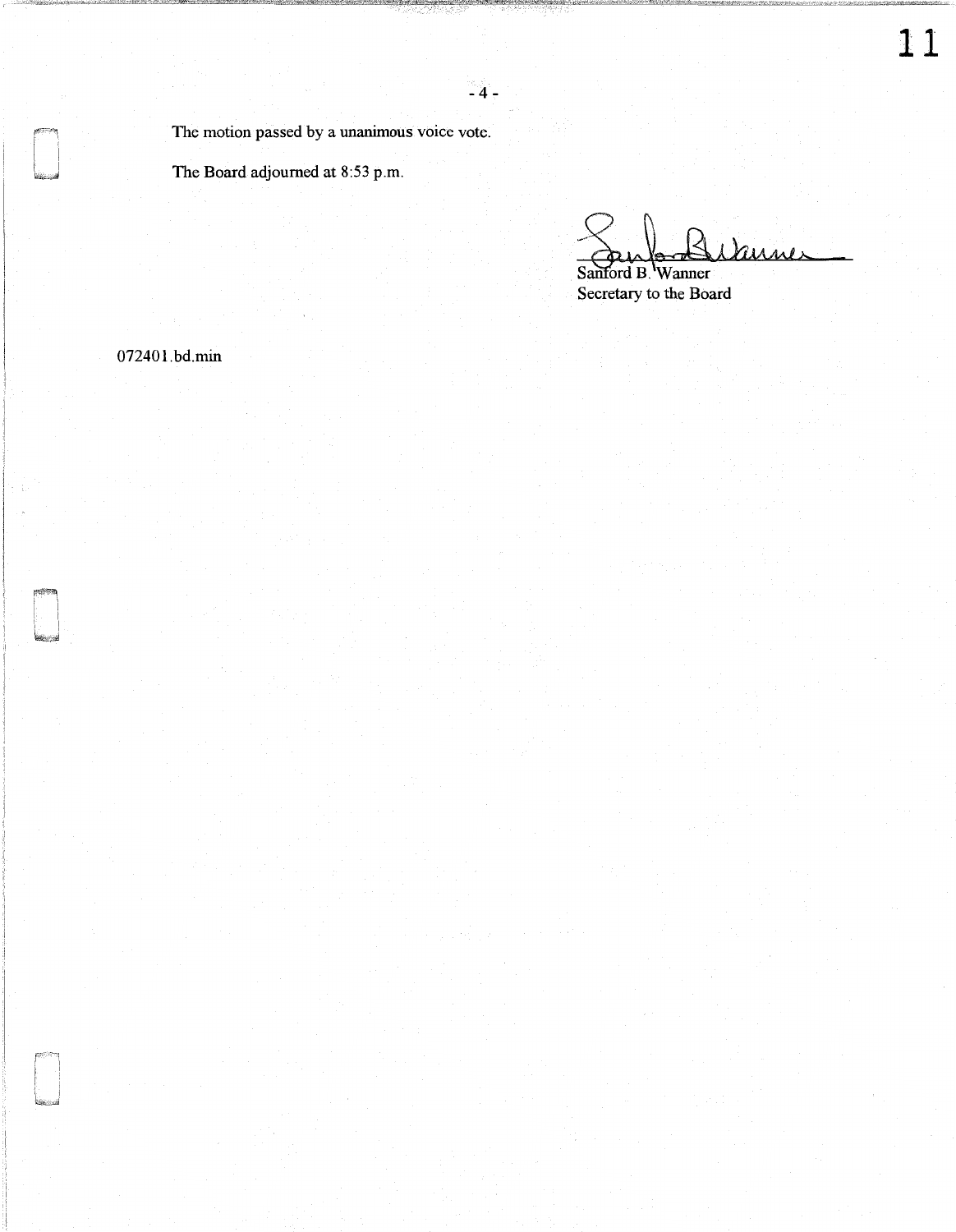The motion passed by a unanimous voice vote.

The Board adjourned at 8:53 p.m.

Sanford B. Wanner
Secretary to the Board

072401.bd.min